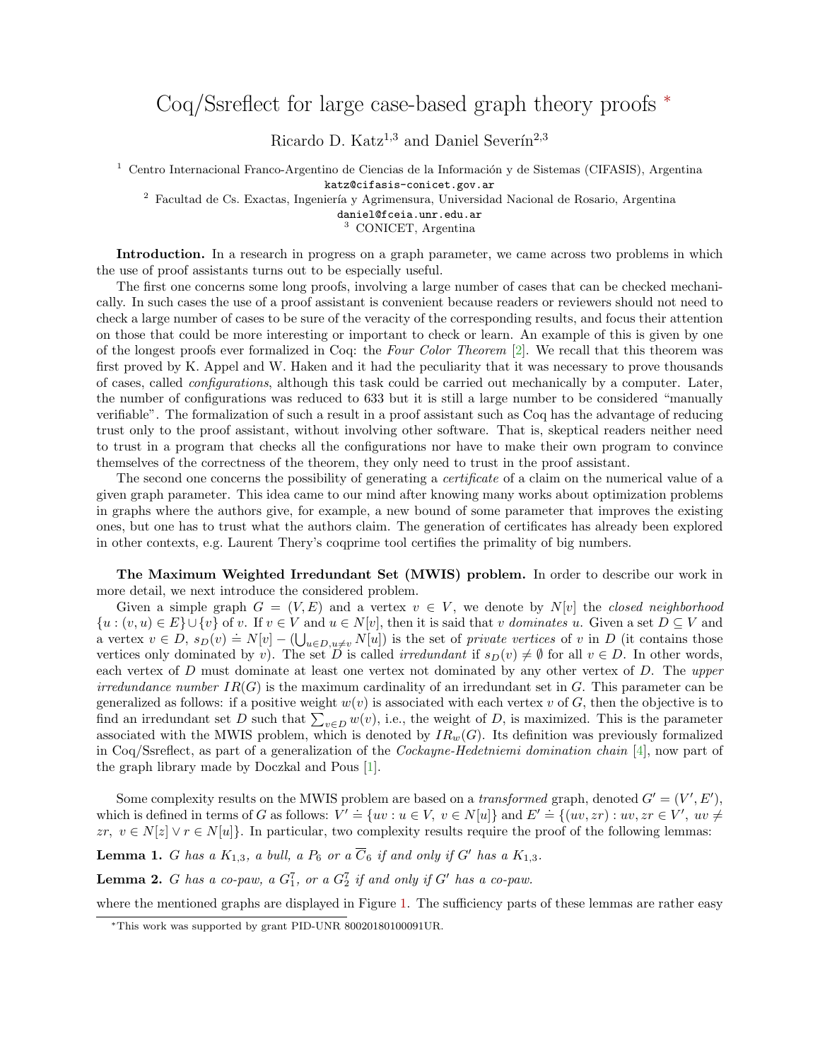# Coq/Ssreflect for large case-based graph theory proofs *

Ricardo D. Katz[1,3] and Daniel Severín[2,3]

[1] Centro Internacional Franco-Argentino de Ciencias de la Información y de Sistemas (CIFASIS), Argentina
katz@cifasis-conicet.gov.ar

[2] Facultad de Cs. Exactas, Ingeniería y Agrimensura, Universidad Nacional de Rosario, Argentina
daniel@fceia.unr.edu.ar

[3] CONICET, Argentina

**Introduction.** In a research in progress on a graph parameter, we came across two problems in which the use of proof assistants turns out to be especially useful.

The first one concerns some long proofs, involving a large number of cases that can be checked mechanically. In such cases the use of a proof assistant is convenient because readers or reviewers should not need to check a large number of cases to be sure of the veracity of the corresponding results, and focus their attention on those that could be more interesting or important to check or learn. An example of this is given by one of the longest proofs ever formalized in Coq: the *Four Color Theorem* [2]. We recall that this theorem was first proved by K. Appel and W. Haken and it had the peculiarity that it was necessary to prove thousands of cases, called *configurations*, although this task could be carried out mechanically by a computer. Later, the number of configurations was reduced to 633 but it is still a large number to be considered "manually verifiable". The formalization of such a result in a proof assistant such as Coq has the advantage of reducing trust only to the proof assistant, without involving other software. That is, skeptical readers neither need to trust in a program that checks all the configurations nor have to make their own program to convince themselves of the correctness of the theorem, they only need to trust in the proof assistant.

The second one concerns the possibility of generating a *certificate* of a claim on the numerical value of a given graph parameter. This idea came to our mind after knowing many works about optimization problems in graphs where the authors give, for example, a new bound of some parameter that improves the existing ones, but one has to trust what the authors claim. The generation of certificates has already been explored in other contexts, e.g. Laurent Thery's coqprime tool certifies the primality of big numbers.

**The Maximum Weighted Irredundant Set (MWIS) problem.** In order to describe our work in more detail, we next introduce the considered problem.

Given a simple graph $G = (V, E)$ and a vertex $v \in V$, we denote by $N[v]$ the *closed neighborhood* $\{u : (v, u) \in E\} \cup \{v\}$ of $v$. If $v \in V$ and $u \in N[v]$, then it is said that $v$ *dominates* $u$. Given a set $D \subseteq V$ and a vertex $v \in D$, $s_D(v) \doteq N[v] - (\bigcup_{u \in D, u \neq v} N[u])$ is the set of *private vertices* of $v$ in $D$ (it contains those vertices only dominated by $v$). The set $D$ is called *irredundant* if $s_D(v) \neq \emptyset$ for all $v \in D$. In other words, each vertex of $D$ must dominate at least one vertex not dominated by any other vertex of $D$. The *upper irredundance number* $IR(G)$ is the maximum cardinality of an irredundant set in $G$. This parameter can be generalized as follows: if a positive weight $w(v)$ is associated with each vertex $v$ of $G$, then the objective is to find an irredundant set $D$ such that $\sum_{v \in D} w(v)$, i.e., the weight of $D$, is maximized. This is the parameter associated with the MWIS problem, which is denoted by $IR_w(G)$. Its definition was previously formalized in Coq/Ssreflect, as part of a generalization of the *Cockayne-Hedetniemi domination chain* [4], now part of the graph library made by Doczkal and Pous [1].

Some complexity results on the MWIS problem are based on a *transformed* graph, denoted $G' = (V', E')$, which is defined in terms of $G$ as follows: $V' \doteq \{uv : u \in V,\ v \in N[u]\}$ and $E' \doteq \{(uv, zr) : uv, zr \in V',\ uv \neq zr,\ v \in N[z] \vee r \in N[u]\}$. In particular, two complexity results require the proof of the following lemmas:

**Lemma 1.** *$G$ has a $K_{1,3}$, a bull, a $P_6$ or a $\overline{C}_6$ if and only if $G'$ has a $K_{1,3}$.*

**Lemma 2.** *$G$ has a co-paw, a $G_1^7$, or a $G_2^7$ if and only if $G'$ has a co-paw.*

where the mentioned graphs are displayed in Figure 1. The sufficiency parts of these lemmas are rather easy

*This work was supported by grant PID-UNR 80020180100091UR.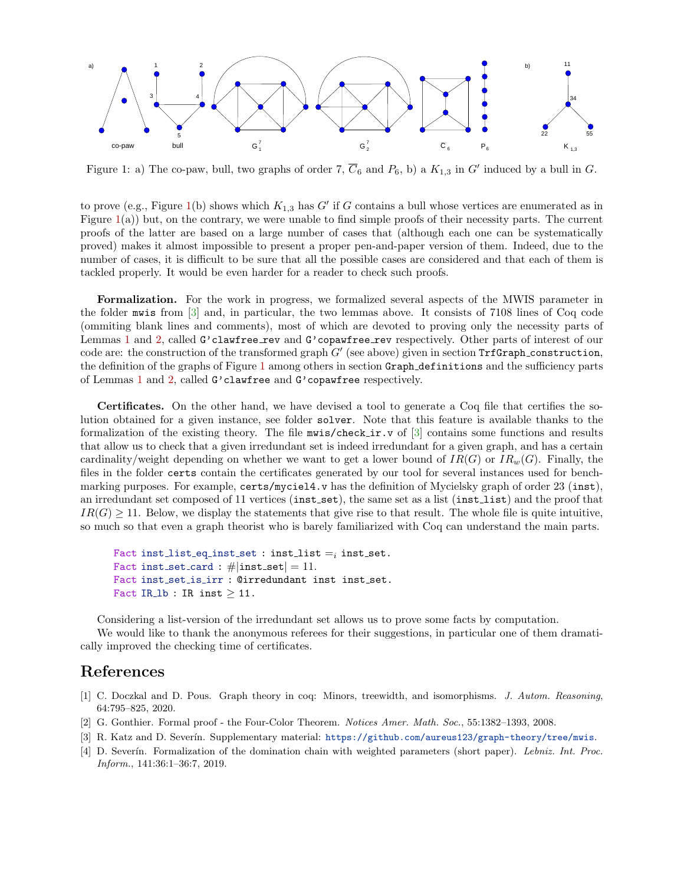a)

co-paw

1 2 3 4 5

bull

$G_1^7$

$G_2^7$

$\overline{C}_6$

$P_6$

b)

11

34

22 55

$K_{1,3}$

Figure 1: a) The co-paw, bull, two graphs of order 7, $\overline{C}_6$ and $P_6$, b) a $K_{1,3}$ in $G'$ induced by a bull in $G$.

to prove (e.g., Figure 1(b) shows which $K_{1,3}$ has $G'$ if $G$ contains a bull whose vertices are enumerated as in Figure 1(a)) but, on the contrary, we were unable to find simple proofs of their necessity parts. The current proofs of the latter are based on a large number of cases that (although each one can be systematically proved) makes it almost impossible to present a proper pen-and-paper version of them. Indeed, due to the number of cases, it is difficult to be sure that all the possible cases are considered and that each of them is tackled properly. It would be even harder for a reader to check such proofs.

**Formalization.** For the work in progress, we formalized several aspects of the MWIS parameter in the folder `mwis` from [3] and, in particular, the two lemmas above. It consists of 7108 lines of Coq code (ommiting blank lines and comments), most of which are devoted to proving only the necessity parts of Lemmas 1 and 2, called `G'clawfree_rev` and `G'copawfree_rev` respectively. Other parts of interest of our code are: the construction of the transformed graph $G'$ (see above) given in section `TrfGraph_construction`, the definition of the graphs of Figure 1 among others in section `Graph_definitions` and the sufficiency parts of Lemmas 1 and 2, called `G'clawfree` and `G'copawfree` respectively.

**Certificates.** On the other hand, we have devised a tool to generate a Coq file that certifies the solution obtained for a given instance, see folder `solver`. Note that this feature is available thanks to the formalization of the existing theory. The file `mwis/check_ir.v` of [3] contains some functions and results that allow us to check that a given irredundant set is indeed irredundant for a given graph, and has a certain cardinality/weight depending on whether we want to get a lower bound of $IR(G)$ or $IR_w(G)$. Finally, the files in the folder `certs` contain the certificates generated by our tool for several instances used for benchmarking purposes. For example, `certs/myciel4.v` has the definition of Mycielsky graph of order 23 (`inst`), an irredundant set composed of 11 vertices (`inst_set`), the same set as a list (`inst_list`) and the proof that $IR(G) \geq 11$. Below, we display the statements that give rise to that result. The whole file is quite intuitive, so much so that even a graph theorist who is barely familiarized with Coq can understand the main parts.

```
Fact inst_list_eq_inst_set : inst_list =i inst_set.
Fact inst_set_card : #|inst_set| = 11.
Fact inst_set_is_irr : @irredundant inst inst_set.
Fact IR_lb : IR inst ≥ 11.
```

Considering a list-version of the irredundant set allows us to prove some facts by computation.

We would like to thank the anonymous referees for their suggestions, in particular one of them dramatically improved the checking time of certificates.

## References

[1] C. Doczkal and D. Pous. Graph theory in coq: Minors, treewidth, and isomorphisms. *J. Autom. Reasoning*, 64:795–825, 2020.

[2] G. Gonthier. Formal proof - the Four-Color Theorem. *Notices Amer. Math. Soc.*, 55:1382–1393, 2008.

[3] R. Katz and D. Severín. Supplementary material: https://github.com/aureus123/graph-theory/tree/mwis.

[4] D. Severín. Formalization of the domination chain with weighted parameters (short paper). *Lebniz. Int. Proc. Inform.*, 141:36:1–36:7, 2019.